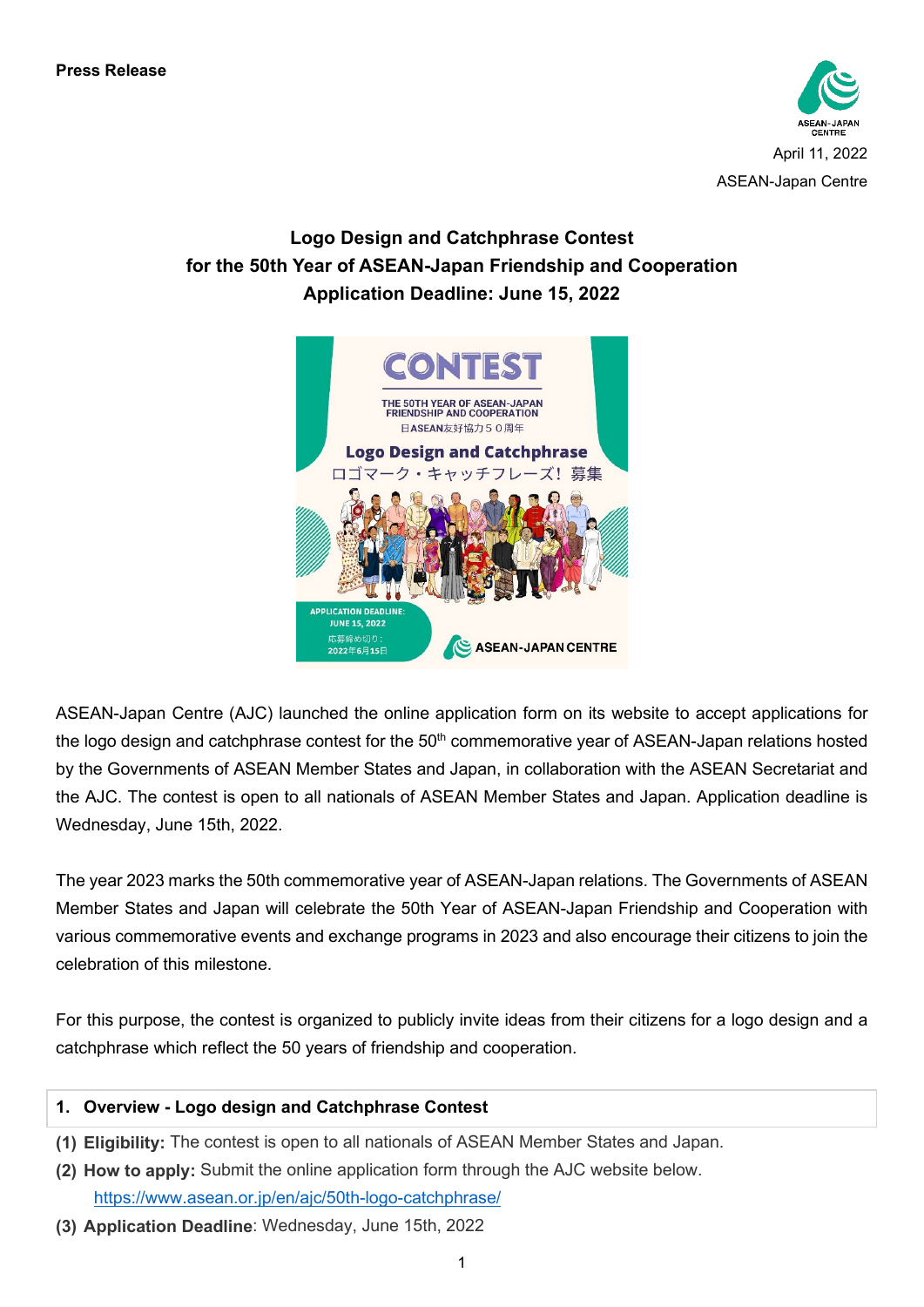**Press Release**

April 11, 2022

ASEAN-Japan Centre

# Logo Design and Catchphrase Contest for the 50th Year of ASEAN-Japan Friendship and Cooperation Application Deadline: June 15, 2022

ASEAN-Japan Centre (AJC) launched the online application form on its website to accept applications for the logo design and catchphrase contest for the 50th commemorative year of ASEAN-Japan relations hosted by the Governments of ASEAN Member States and Japan, in collaboration with the ASEAN Secretariat and the AJC. The contest is open to all nationals of ASEAN Member States and Japan. Application deadline is Wednesday, June 15th, 2022.

The year 2023 marks the 50th commemorative year of ASEAN-Japan relations. The Governments of ASEAN Member States and Japan will celebrate the 50th Year of ASEAN-Japan Friendship and Cooperation with various commemorative events and exchange programs in 2023 and also encourage their citizens to join the celebration of this milestone.

For this purpose, the contest is organized to publicly invite ideas from their citizens for a logo design and a catchphrase which reflect the 50 years of friendship and cooperation.

## 1. Overview - Logo design and Catchphrase Contest

**(1) Eligibility:** The contest is open to all nationals of ASEAN Member States and Japan.

**(2) How to apply:** Submit the online application form through the AJC website below.
https://www.asean.or.jp/en/ajc/50th-logo-catchphrase/

**(3) Application Deadline**: Wednesday, June 15th, 2022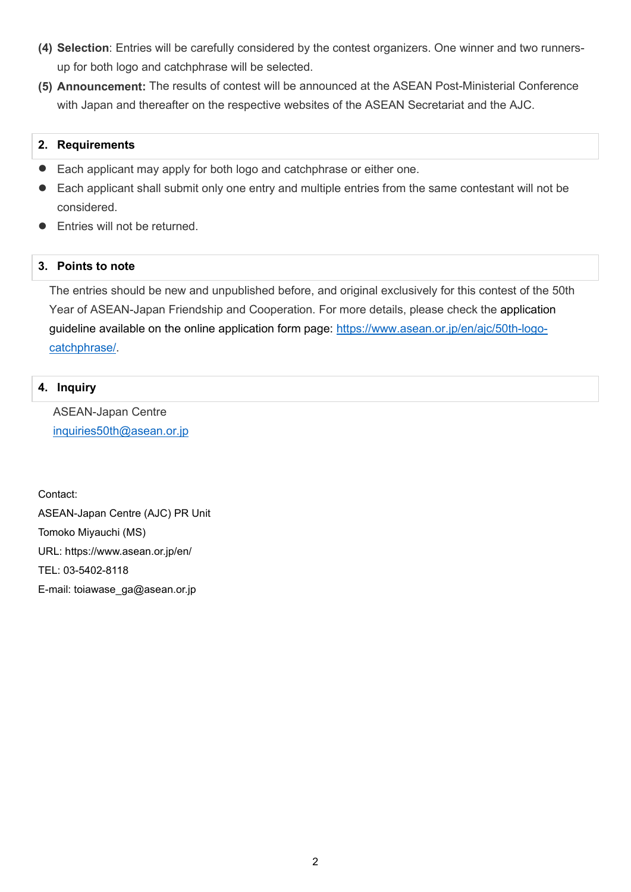**(4) Selection**: Entries will be carefully considered by the contest organizers. One winner and two runners-up for both logo and catchphrase will be selected.

**(5) Announcement:** The results of contest will be announced at the ASEAN Post-Ministerial Conference with Japan and thereafter on the respective websites of the ASEAN Secretariat and the AJC.

## 2. Requirements

- Each applicant may apply for both logo and catchphrase or either one.
- Each applicant shall submit only one entry and multiple entries from the same contestant will not be considered.
- Entries will not be returned.

## 3. Points to note

The entries should be new and unpublished before, and original exclusively for this contest of the 50th Year of ASEAN-Japan Friendship and Cooperation. For more details, please check the application guideline available on the online application form page: https://www.asean.or.jp/en/ajc/50th-logo-catchphrase/.

## 4. Inquiry

ASEAN-Japan Centre
inquiries50th@asean.or.jp

Contact:
ASEAN-Japan Centre (AJC) PR Unit
Tomoko Miyauchi (MS)
URL: https://www.asean.or.jp/en/
TEL: 03-5402-8118
E-mail: toiawase_ga@asean.or.jp